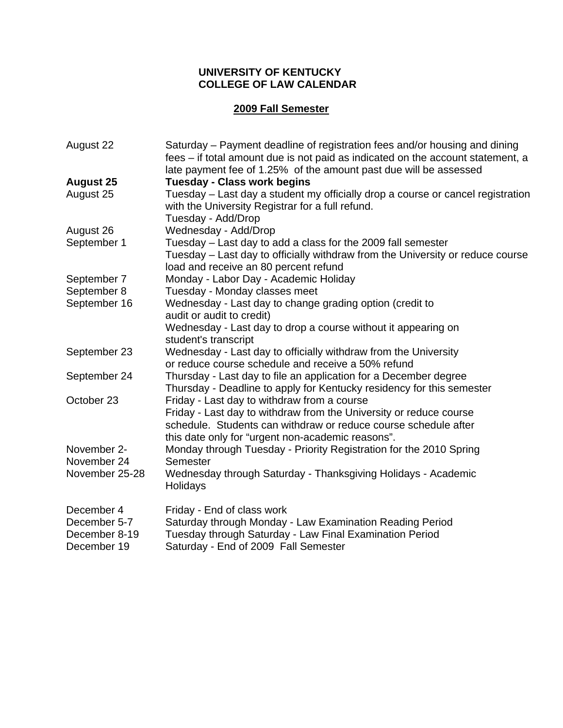# UNIVERSITY OF KENTUCKY
# COLLEGE OF LAW CALENDAR

## 2009 Fall Semester

| | |
|---|---|
| August 22 | Saturday – Payment deadline of registration fees and/or housing and dining fees – if total amount due is not paid as indicated on the account statement, a late payment fee of 1.25% of the amount past due will be assessed |
| **August 25** | **Tuesday - Class work begins** |
| August 25 | Tuesday – Last day a student my officially drop a course or cancel registration with the University Registrar for a full refund.<br>Tuesday - Add/Drop |
| August 26 | Wednesday - Add/Drop |
| September 1 | Tuesday – Last day to add a class for the 2009 fall semester<br>Tuesday – Last day to officially withdraw from the University or reduce course load and receive an 80 percent refund |
| September 7 | Monday - Labor Day - Academic Holiday |
| September 8 | Tuesday - Monday classes meet |
| September 16 | Wednesday - Last day to change grading option (credit to audit or audit to credit)<br>Wednesday - Last day to drop a course without it appearing on student's transcript |
| September 23 | Wednesday - Last day to officially withdraw from the University or reduce course schedule and receive a 50% refund |
| September 24 | Thursday - Last day to file an application for a December degree<br>Thursday - Deadline to apply for Kentucky residency for this semester |
| October 23 | Friday - Last day to withdraw from a course<br>Friday - Last day to withdraw from the University or reduce course schedule. Students can withdraw or reduce course schedule after this date only for "urgent non-academic reasons". |
| November 2-<br>November 24 | Monday through Tuesday - Priority Registration for the 2010 Spring Semester |
| November 25-28 | Wednesday through Saturday - Thanksgiving Holidays - Academic Holidays |
| December 4 | Friday - End of class work |
| December 5-7 | Saturday through Monday - Law Examination Reading Period |
| December 8-19 | Tuesday through Saturday - Law Final Examination Period |
| December 19 | Saturday - End of 2009 Fall Semester |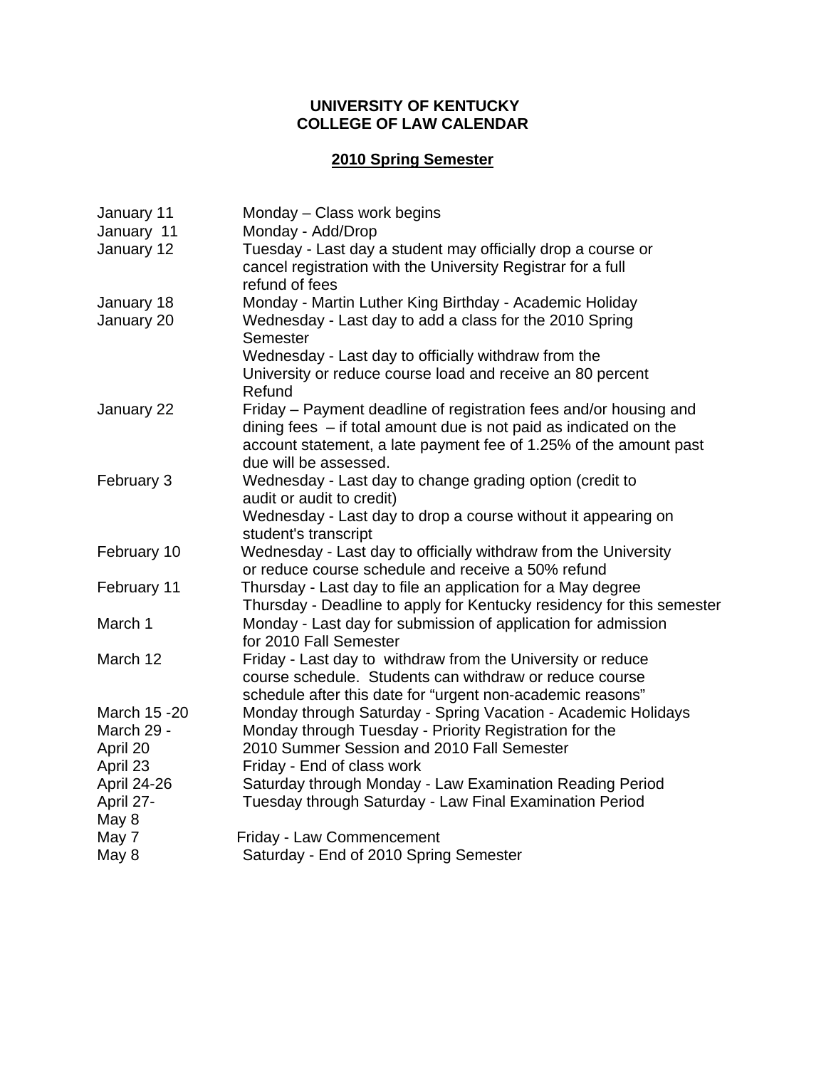**UNIVERSITY OF KENTUCKY**
**COLLEGE OF LAW CALENDAR**

**2010 Spring Semester**

| | |
|---|---|
| January 11 | Monday – Class work begins |
| January 11 | Monday - Add/Drop |
| January 12 | Tuesday - Last day a student may officially drop a course or cancel registration with the University Registrar for a full refund of fees |
| January 18 | Monday - Martin Luther King Birthday - Academic Holiday |
| January 20 | Wednesday - Last day to add a class for the 2010 Spring Semester |
| | Wednesday - Last day to officially withdraw from the University or reduce course load and receive an 80 percent Refund |
| January 22 | Friday – Payment deadline of registration fees and/or housing and dining fees – if total amount due is not paid as indicated on the account statement, a late payment fee of 1.25% of the amount past due will be assessed. |
| February 3 | Wednesday - Last day to change grading option (credit to audit or audit to credit) |
| | Wednesday - Last day to drop a course without it appearing on student's transcript |
| February 10 | Wednesday - Last day to officially withdraw from the University or reduce course schedule and receive a 50% refund |
| February 11 | Thursday - Last day to file an application for a May degree |
| | Thursday - Deadline to apply for Kentucky residency for this semester |
| March 1 | Monday - Last day for submission of application for admission for 2010 Fall Semester |
| March 12 | Friday - Last day to withdraw from the University or reduce course schedule. Students can withdraw or reduce course schedule after this date for "urgent non-academic reasons" |
| March 15 -20 | Monday through Saturday - Spring Vacation - Academic Holidays |
| March 29 - April 20 | Monday through Tuesday - Priority Registration for the 2010 Summer Session and 2010 Fall Semester |
| April 23 | Friday - End of class work |
| April 24-26 | Saturday through Monday - Law Examination Reading Period |
| April 27- May 8 | Tuesday through Saturday - Law Final Examination Period |
| May 7 | Friday - Law Commencement |
| May 8 | Saturday - End of 2010 Spring Semester |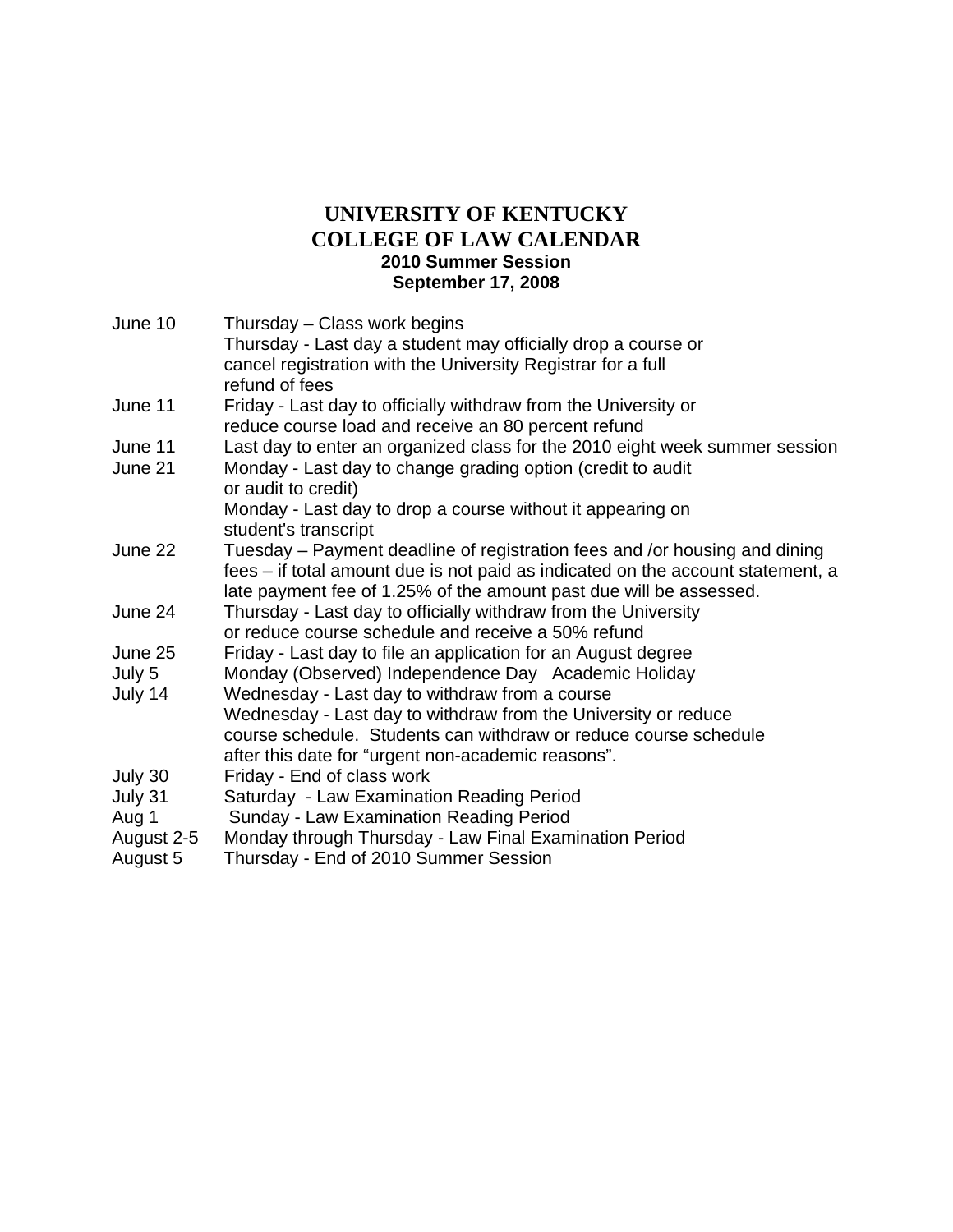# UNIVERSITY OF KENTUCKY
# COLLEGE OF LAW CALENDAR
### 2010 Summer Session
### September 17, 2008

| | |
|---|---|
| June 10 | Thursday – Class work begins<br>Thursday - Last day a student may officially drop a course or cancel registration with the University Registrar for a full refund of fees |
| June 11 | Friday - Last day to officially withdraw from the University or reduce course load and receive an 80 percent refund |
| June 11 | Last day to enter an organized class for the 2010 eight week summer session |
| June 21 | Monday - Last day to change grading option (credit to audit or audit to credit)<br>Monday - Last day to drop a course without it appearing on student's transcript |
| June 22 | Tuesday – Payment deadline of registration fees and /or housing and dining fees – if total amount due is not paid as indicated on the account statement, a late payment fee of 1.25% of the amount past due will be assessed. |
| June 24 | Thursday - Last day to officially withdraw from the University or reduce course schedule and receive a 50% refund |
| June 25 | Friday - Last day to file an application for an August degree |
| July 5 | Monday (Observed) Independence Day Academic Holiday |
| July 14 | Wednesday - Last day to withdraw from a course<br>Wednesday - Last day to withdraw from the University or reduce course schedule. Students can withdraw or reduce course schedule after this date for "urgent non-academic reasons". |
| July 30 | Friday - End of class work |
| July 31 | Saturday - Law Examination Reading Period |
| Aug 1 | Sunday - Law Examination Reading Period |
| August 2-5 | Monday through Thursday - Law Final Examination Period |
| August 5 | Thursday - End of 2010 Summer Session |